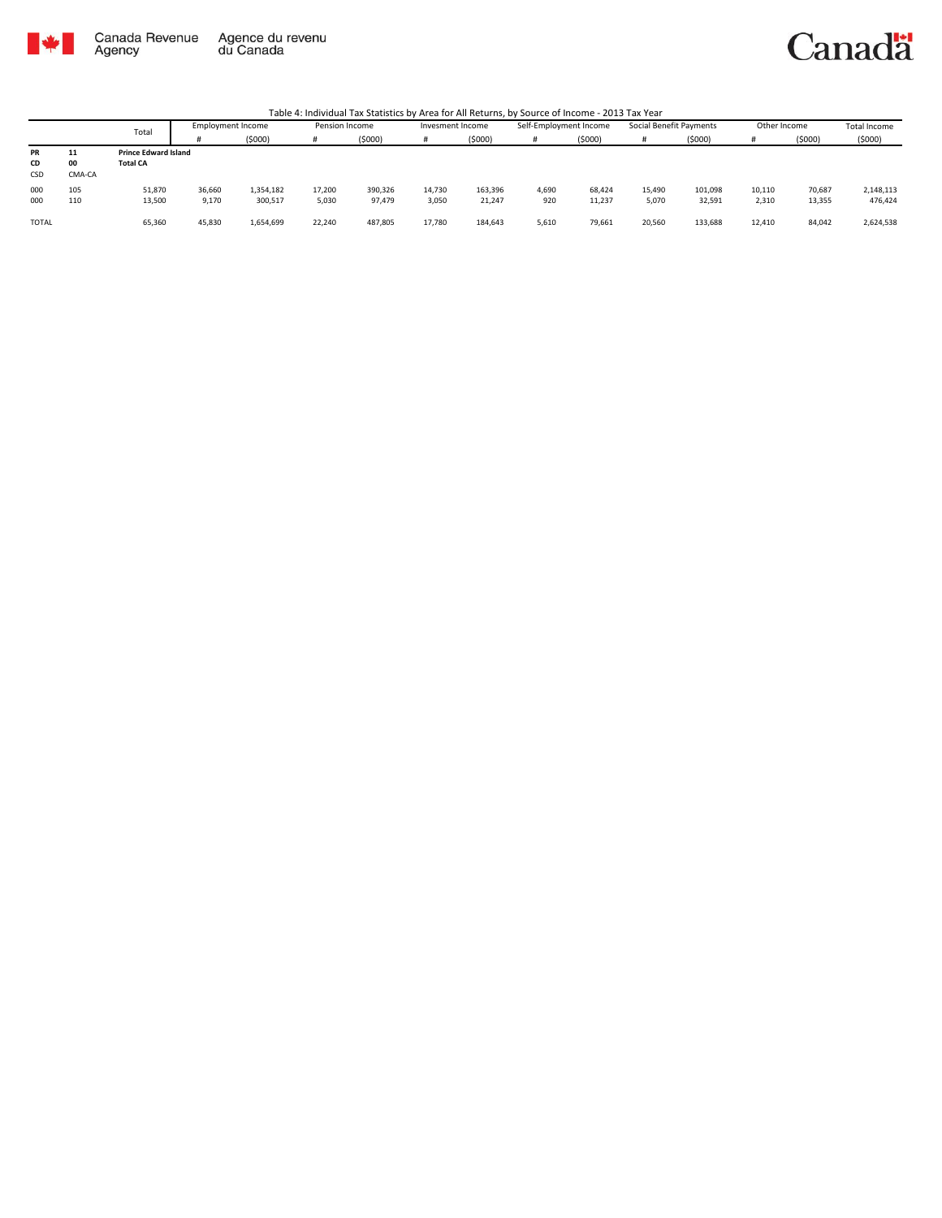Canada Revenue Agency | Agence du revenu du Canada

Canada

Table 4: Individual Tax Statistics by Area for All Returns, by Source of Income - 2013 Tax Year

| | | Total | Employment Income | | Pension Income | | Invesment Income | | Self-Employment Income | | Social Benefit Payments | | Other Income | | Total Income |
|---|---|---|---|---|---|---|---|---|---|---|---|---|---|---|---|
| | | | # | ($000) | # | ($000) | # | ($000) | # | ($000) | # | ($000) | # | ($000) | ($000) |
| **PR** | **11** | **Prince Edward Island** | | | | | | | | | | | | | |
| **CD** | **00** | **Total CA** | | | | | | | | | | | | | |
| CSD | CMA-CA | | | | | | | | | | | | | | |
| 000 | 105 | 51,870 | 36,660 | 1,354,182 | 17,200 | 390,326 | 14,730 | 163,396 | 4,690 | 68,424 | 15,490 | 101,098 | 10,110 | 70,687 | 2,148,113 |
| 000 | 110 | 13,500 | 9,170 | 300,517 | 5,030 | 97,479 | 3,050 | 21,247 | 920 | 11,237 | 5,070 | 32,591 | 2,310 | 13,355 | 476,424 |
| TOTAL | | 65,360 | 45,830 | 1,654,699 | 22,240 | 487,805 | 17,780 | 184,643 | 5,610 | 79,661 | 20,560 | 133,688 | 12,410 | 84,042 | 2,624,538 |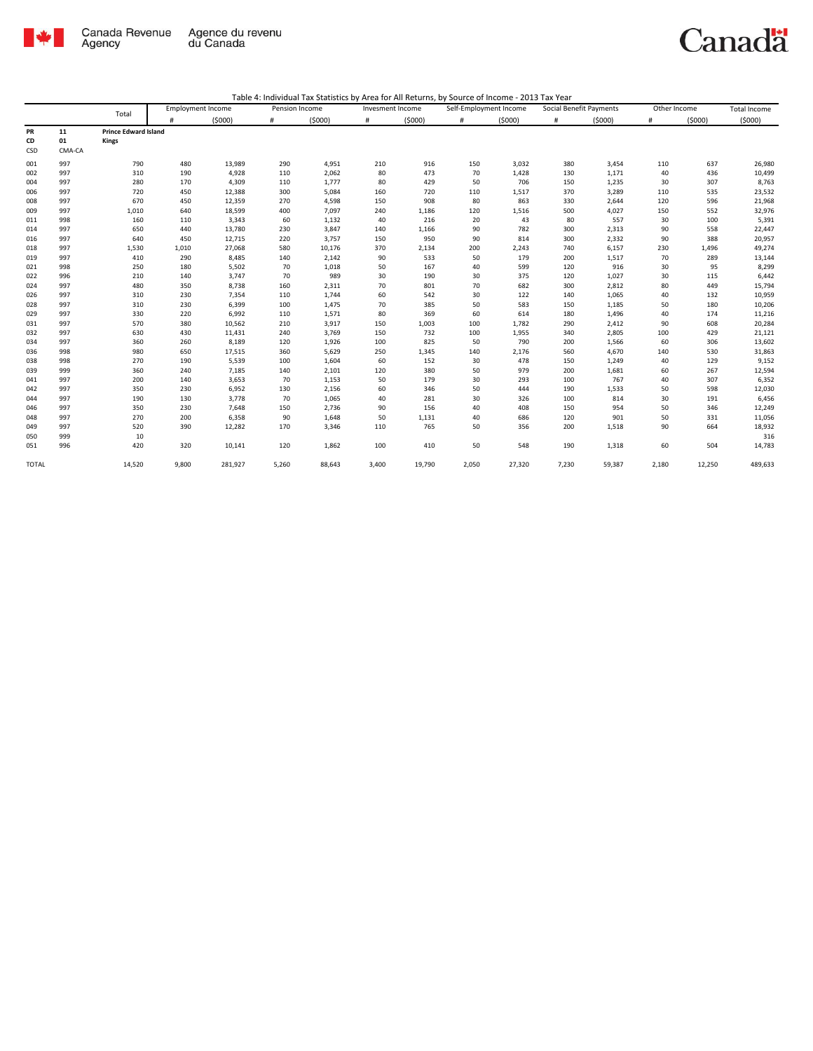Table 4: Individual Tax Statistics by Area for All Returns, by Source of Income - 2013 Tax Year

| | | Total | Employment Income | | Pension Income | | Invesment Income | | Self-Employment Income | | Social Benefit Payments | | Other Income | | Total Income |
|---|---|---|---|---|---|---|---|---|---|---|---|---|---|---|---|
| | | | # | ($000) | # | ($000) | # | ($000) | # | ($000) | # | ($000) | # | ($000) | ($000) |
| **PR** | **11** | **Prince Edward Island** | | | | | | | | | | | | | |
| **CD** | **01** | **Kings** | | | | | | | | | | | | | |
| CSD | CMA-CA | | | | | | | | | | | | | | |
| 001 | 997 | 790 | 480 | 13,989 | 290 | 4,951 | 210 | 916 | 150 | 3,032 | 380 | 3,454 | 110 | 637 | 26,980 |
| 002 | 997 | 310 | 190 | 4,928 | 110 | 2,062 | 80 | 473 | 70 | 1,428 | 130 | 1,171 | 40 | 436 | 10,499 |
| 004 | 997 | 280 | 170 | 4,309 | 110 | 1,777 | 80 | 429 | 50 | 706 | 150 | 1,235 | 30 | 307 | 8,763 |
| 006 | 997 | 720 | 450 | 12,388 | 300 | 5,084 | 160 | 720 | 110 | 1,517 | 370 | 3,289 | 110 | 535 | 23,532 |
| 008 | 997 | 670 | 450 | 12,359 | 270 | 4,598 | 150 | 908 | 80 | 863 | 330 | 2,644 | 120 | 596 | 21,968 |
| 009 | 997 | 1,010 | 640 | 18,599 | 400 | 7,097 | 240 | 1,186 | 120 | 1,516 | 500 | 4,027 | 150 | 552 | 32,976 |
| 011 | 998 | 160 | 110 | 3,343 | 60 | 1,132 | 40 | 216 | 20 | 43 | 80 | 557 | 30 | 100 | 5,391 |
| 014 | 997 | 650 | 440 | 13,780 | 230 | 3,847 | 140 | 1,166 | 90 | 782 | 300 | 2,313 | 90 | 558 | 22,447 |
| 016 | 997 | 640 | 450 | 12,715 | 220 | 3,757 | 150 | 950 | 90 | 814 | 300 | 2,332 | 90 | 388 | 20,957 |
| 018 | 997 | 1,530 | 1,010 | 27,068 | 580 | 10,176 | 370 | 2,134 | 200 | 2,243 | 740 | 6,157 | 230 | 1,496 | 49,274 |
| 019 | 997 | 410 | 290 | 8,485 | 140 | 2,142 | 90 | 533 | 50 | 179 | 200 | 1,517 | 70 | 289 | 13,144 |
| 021 | 998 | 250 | 180 | 5,502 | 70 | 1,018 | 50 | 167 | 40 | 599 | 120 | 916 | 30 | 95 | 8,299 |
| 022 | 996 | 210 | 140 | 3,747 | 70 | 989 | 30 | 190 | 30 | 375 | 120 | 1,027 | 30 | 115 | 6,442 |
| 024 | 997 | 480 | 350 | 8,738 | 160 | 2,311 | 70 | 801 | 70 | 682 | 300 | 2,812 | 80 | 449 | 15,794 |
| 026 | 997 | 310 | 230 | 7,354 | 110 | 1,744 | 60 | 542 | 30 | 122 | 140 | 1,065 | 40 | 132 | 10,959 |
| 028 | 997 | 310 | 230 | 6,399 | 100 | 1,475 | 70 | 385 | 50 | 583 | 150 | 1,185 | 50 | 180 | 10,206 |
| 029 | 997 | 330 | 220 | 6,992 | 110 | 1,571 | 80 | 369 | 60 | 614 | 180 | 1,496 | 40 | 174 | 11,216 |
| 031 | 997 | 570 | 380 | 10,562 | 210 | 3,917 | 150 | 1,003 | 100 | 1,782 | 290 | 2,412 | 90 | 608 | 20,284 |
| 032 | 997 | 630 | 430 | 11,431 | 240 | 3,769 | 150 | 732 | 100 | 1,955 | 340 | 2,805 | 100 | 429 | 21,121 |
| 034 | 997 | 360 | 260 | 8,189 | 120 | 1,926 | 100 | 825 | 50 | 790 | 200 | 1,566 | 60 | 306 | 13,602 |
| 036 | 998 | 980 | 650 | 17,515 | 360 | 5,629 | 250 | 1,345 | 140 | 2,176 | 560 | 4,670 | 140 | 530 | 31,863 |
| 038 | 998 | 270 | 190 | 5,539 | 100 | 1,604 | 60 | 152 | 30 | 478 | 150 | 1,249 | 40 | 129 | 9,152 |
| 039 | 999 | 360 | 240 | 7,185 | 140 | 2,101 | 120 | 380 | 50 | 979 | 200 | 1,681 | 60 | 267 | 12,594 |
| 041 | 997 | 200 | 140 | 3,653 | 70 | 1,153 | 50 | 179 | 30 | 293 | 100 | 767 | 40 | 307 | 6,352 |
| 042 | 997 | 350 | 230 | 6,952 | 130 | 2,156 | 60 | 346 | 50 | 444 | 190 | 1,533 | 50 | 598 | 12,030 |
| 044 | 997 | 190 | 130 | 3,778 | 70 | 1,065 | 40 | 281 | 30 | 326 | 100 | 814 | 30 | 191 | 6,456 |
| 046 | 997 | 350 | 230 | 7,648 | 150 | 2,736 | 90 | 156 | 40 | 408 | 150 | 954 | 50 | 346 | 12,249 |
| 048 | 997 | 270 | 200 | 6,358 | 90 | 1,648 | 50 | 1,131 | 40 | 686 | 120 | 901 | 50 | 331 | 11,056 |
| 049 | 997 | 520 | 390 | 12,282 | 170 | 3,346 | 110 | 765 | 50 | 356 | 200 | 1,518 | 90 | 664 | 18,932 |
| 050 | 999 | 10 | | | | | | | | | | | | | 316 |
| 051 | 996 | 420 | 320 | 10,141 | 120 | 1,862 | 100 | 410 | 50 | 548 | 190 | 1,318 | 60 | 504 | 14,783 |
| TOTAL | | 14,520 | 9,800 | 281,927 | 5,260 | 88,643 | 3,400 | 19,790 | 2,050 | 27,320 | 7,230 | 59,387 | 2,180 | 12,250 | 489,633 |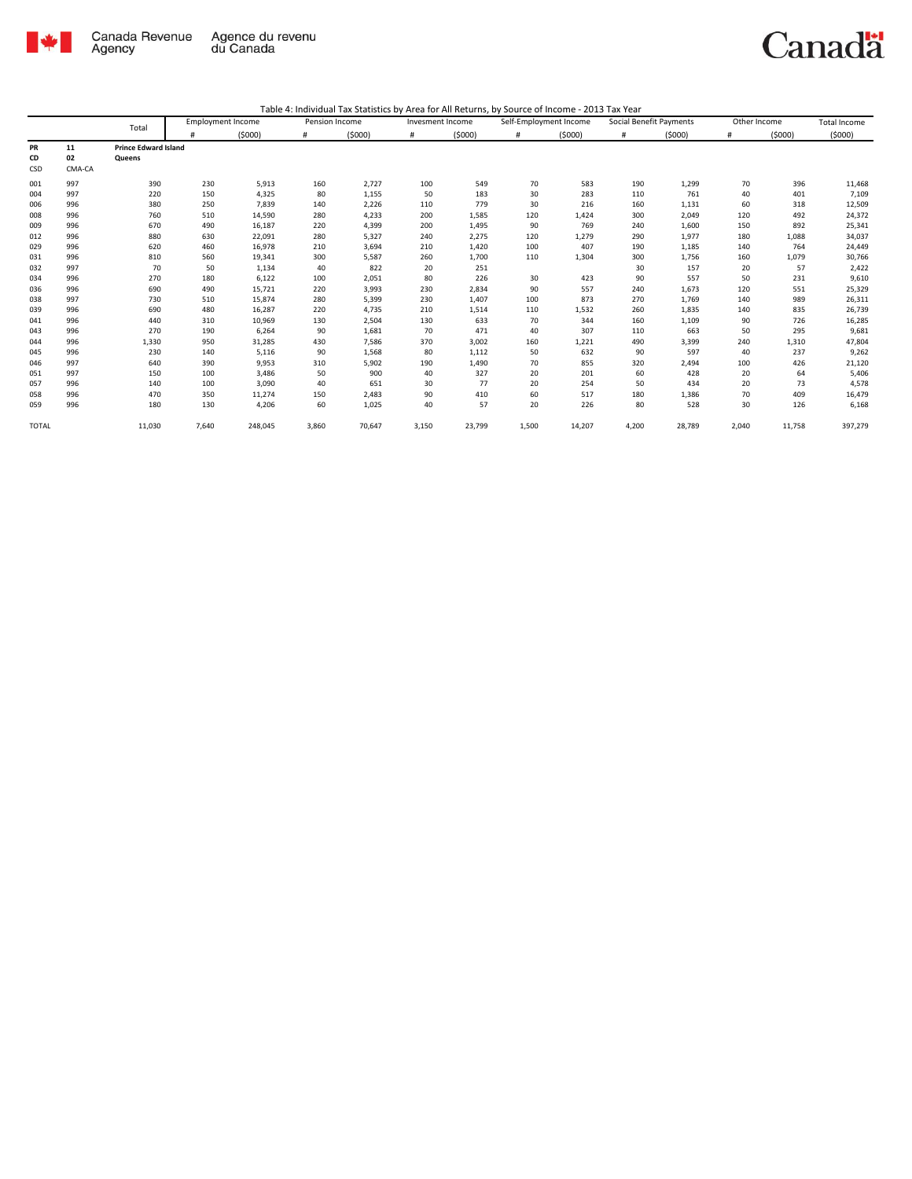Canada Revenue Agency | Agence du revenu du Canada

Table 4: Individual Tax Statistics by Area for All Returns, by Source of Income - 2013 Tax Year

| | | Total | Employment Income | | Pension Income | | Invesment Income | | Self-Employment Income | | Social Benefit Payments | | Other Income | | Total Income |
|---|---|---|---|---|---|---|---|---|---|---|---|---|---|---|---|
| | | | # | ($000) | # | ($000) | # | ($000) | # | ($000) | # | ($000) | # | ($000) | ($000) |
| **PR** | **11** | **Prince Edward Island** | | | | | | | | | | | | | |
| **CD** | **02** | **Queens** | | | | | | | | | | | | | |
| CSD | CMA-CA | | | | | | | | | | | | | | |
| 001 | 997 | 390 | 230 | 5,913 | 160 | 2,727 | 100 | 549 | 70 | 583 | 190 | 1,299 | 70 | 396 | 11,468 |
| 004 | 997 | 220 | 150 | 4,325 | 80 | 1,155 | 50 | 183 | 30 | 283 | 110 | 761 | 40 | 401 | 7,109 |
| 006 | 996 | 380 | 250 | 7,839 | 140 | 2,226 | 110 | 779 | 30 | 216 | 160 | 1,131 | 60 | 318 | 12,509 |
| 008 | 996 | 760 | 510 | 14,590 | 280 | 4,233 | 200 | 1,585 | 120 | 1,424 | 300 | 2,049 | 120 | 492 | 24,372 |
| 009 | 996 | 670 | 490 | 16,187 | 220 | 4,399 | 200 | 1,495 | 90 | 769 | 240 | 1,600 | 150 | 892 | 25,341 |
| 012 | 996 | 880 | 630 | 22,091 | 280 | 5,327 | 240 | 2,275 | 120 | 1,279 | 290 | 1,977 | 180 | 1,088 | 34,037 |
| 029 | 996 | 620 | 460 | 16,978 | 210 | 3,694 | 210 | 1,420 | 100 | 407 | 190 | 1,185 | 140 | 764 | 24,449 |
| 031 | 996 | 810 | 560 | 19,341 | 300 | 5,587 | 260 | 1,700 | 110 | 1,304 | 300 | 1,756 | 160 | 1,079 | 30,766 |
| 032 | 997 | 70 | 50 | 1,134 | 40 | 822 | 20 | 251 | | | 30 | 157 | 20 | 57 | 2,422 |
| 034 | 996 | 270 | 180 | 6,122 | 100 | 2,051 | 80 | 226 | 30 | 423 | 90 | 557 | 50 | 231 | 9,610 |
| 036 | 996 | 690 | 490 | 15,721 | 220 | 3,993 | 230 | 2,834 | 90 | 557 | 240 | 1,673 | 120 | 551 | 25,329 |
| 038 | 997 | 730 | 510 | 15,874 | 280 | 5,399 | 230 | 1,407 | 100 | 873 | 270 | 1,769 | 140 | 989 | 26,311 |
| 039 | 996 | 690 | 480 | 16,287 | 220 | 4,735 | 210 | 1,514 | 110 | 1,532 | 260 | 1,835 | 140 | 835 | 26,739 |
| 041 | 996 | 440 | 310 | 10,969 | 130 | 2,504 | 130 | 633 | 70 | 344 | 160 | 1,109 | 90 | 726 | 16,285 |
| 043 | 996 | 270 | 190 | 6,264 | 90 | 1,681 | 70 | 471 | 40 | 307 | 110 | 663 | 50 | 295 | 9,681 |
| 044 | 996 | 1,330 | 950 | 31,285 | 430 | 7,586 | 370 | 3,002 | 160 | 1,221 | 490 | 3,399 | 240 | 1,310 | 47,804 |
| 045 | 996 | 230 | 140 | 5,116 | 90 | 1,568 | 80 | 1,112 | 50 | 632 | 90 | 597 | 40 | 237 | 9,262 |
| 046 | 997 | 640 | 390 | 9,953 | 310 | 5,902 | 190 | 1,490 | 70 | 855 | 320 | 2,494 | 100 | 426 | 21,120 |
| 051 | 997 | 150 | 100 | 3,486 | 50 | 900 | 40 | 327 | 20 | 201 | 60 | 428 | 20 | 64 | 5,406 |
| 057 | 996 | 140 | 100 | 3,090 | 40 | 651 | 30 | 77 | 20 | 254 | 50 | 434 | 20 | 73 | 4,578 |
| 058 | 996 | 470 | 350 | 11,274 | 150 | 2,483 | 90 | 410 | 60 | 517 | 180 | 1,386 | 70 | 409 | 16,479 |
| 059 | 996 | 180 | 130 | 4,206 | 60 | 1,025 | 40 | 57 | 20 | 226 | 80 | 528 | 30 | 126 | 6,168 |
| TOTAL | | 11,030 | 7,640 | 248,045 | 3,860 | 70,647 | 3,150 | 23,799 | 1,500 | 14,207 | 4,200 | 28,789 | 2,040 | 11,758 | 397,279 |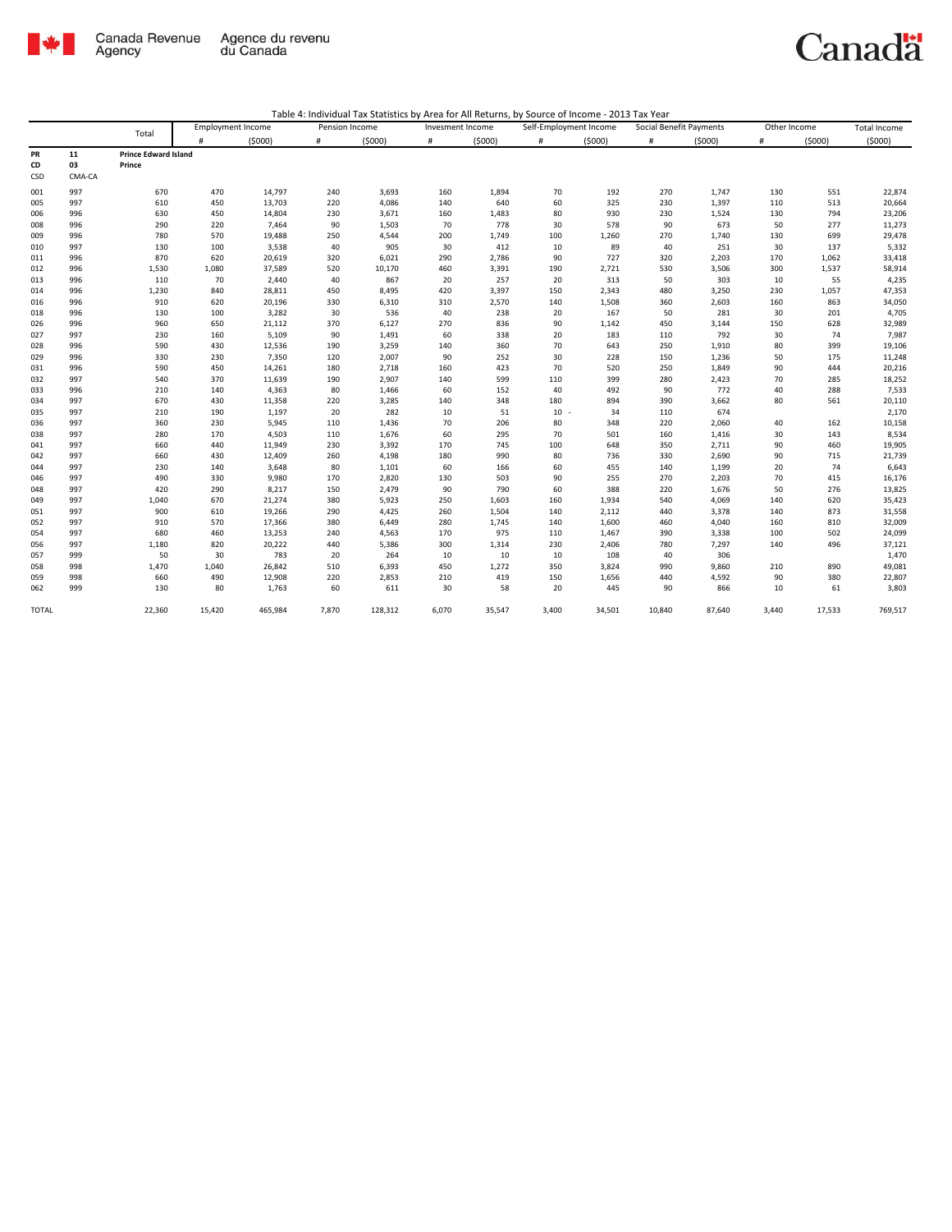Canada Revenue Agency | Agence du revenu du Canada

Canada

Table 4: Individual Tax Statistics by Area for All Returns, by Source of Income - 2013 Tax Year

| | | Total | Employment Income | | Pension Income | | Invesment Income | | Self-Employment Income | | Social Benefit Payments | | Other Income | | Total Income |
|---|---|---|---|---|---|---|---|---|---|---|---|---|---|---|---|
| | | | # | ($000) | # | ($000) | # | ($000) | # | ($000) | # | ($000) | # | ($000) | ($000) |
| PR | 11 | Prince Edward Island | | | | | | | | | | | | | |
| CD | 03 | Prince | | | | | | | | | | | | | |
| CSD | CMA-CA | | | | | | | | | | | | | | |
| 001 | 997 | 670 | 470 | 14,797 | 240 | 3,693 | 160 | 1,894 | 70 | 192 | 270 | 1,747 | 130 | 551 | 22,874 |
| 005 | 997 | 610 | 450 | 13,703 | 220 | 4,086 | 140 | 640 | 60 | 325 | 230 | 1,397 | 110 | 513 | 20,664 |
| 006 | 996 | 630 | 450 | 14,804 | 230 | 3,671 | 160 | 1,483 | 80 | 930 | 230 | 1,524 | 130 | 794 | 23,206 |
| 008 | 996 | 290 | 220 | 7,464 | 90 | 1,503 | 70 | 778 | 30 | 578 | 90 | 673 | 50 | 277 | 11,273 |
| 009 | 996 | 780 | 570 | 19,488 | 250 | 4,544 | 200 | 1,749 | 100 | 1,260 | 270 | 1,740 | 130 | 699 | 29,478 |
| 010 | 997 | 130 | 100 | 3,538 | 40 | 905 | 30 | 412 | 10 | 89 | 40 | 251 | 30 | 137 | 5,332 |
| 011 | 996 | 870 | 620 | 20,619 | 320 | 6,021 | 290 | 2,786 | 90 | 727 | 320 | 2,203 | 170 | 1,062 | 33,418 |
| 012 | 996 | 1,530 | 1,080 | 37,589 | 520 | 10,170 | 460 | 3,391 | 190 | 2,721 | 530 | 3,506 | 300 | 1,537 | 58,914 |
| 013 | 996 | 110 | 70 | 2,440 | 40 | 867 | 20 | 257 | 20 | 313 | 50 | 303 | 10 | 55 | 4,235 |
| 014 | 996 | 1,230 | 840 | 28,811 | 450 | 8,495 | 420 | 3,397 | 150 | 2,343 | 480 | 3,250 | 230 | 1,057 | 47,353 |
| 016 | 996 | 910 | 620 | 20,196 | 330 | 6,310 | 310 | 2,570 | 140 | 1,508 | 360 | 2,603 | 160 | 863 | 34,050 |
| 018 | 996 | 130 | 100 | 3,282 | 30 | 536 | 40 | 238 | 20 | 167 | 50 | 281 | 30 | 201 | 4,705 |
| 026 | 996 | 960 | 650 | 21,112 | 370 | 6,127 | 270 | 836 | 90 | 1,142 | 450 | 3,144 | 150 | 628 | 32,989 |
| 027 | 997 | 230 | 160 | 5,109 | 90 | 1,491 | 60 | 338 | 20 | 183 | 110 | 792 | 30 | 74 | 7,987 |
| 028 | 996 | 590 | 430 | 12,536 | 190 | 3,259 | 140 | 360 | 70 | 643 | 250 | 1,910 | 80 | 399 | 19,106 |
| 029 | 996 | 330 | 230 | 7,350 | 120 | 2,007 | 90 | 252 | 30 | 228 | 150 | 1,236 | 50 | 175 | 11,248 |
| 031 | 996 | 590 | 450 | 14,261 | 180 | 2,718 | 160 | 423 | 70 | 520 | 250 | 1,849 | 90 | 444 | 20,216 |
| 032 | 997 | 540 | 370 | 11,639 | 190 | 2,907 | 140 | 599 | 110 | 399 | 280 | 2,423 | 70 | 285 | 18,252 |
| 033 | 996 | 210 | 140 | 4,363 | 80 | 1,466 | 60 | 152 | 40 | 492 | 90 | 772 | 40 | 288 | 7,533 |
| 034 | 997 | 670 | 430 | 11,358 | 220 | 3,285 | 140 | 348 | 180 | 894 | 390 | 3,662 | 80 | 561 | 20,110 |
| 035 | 997 | 210 | 190 | 1,197 | 20 | 282 | 10 | 51 | 10 - | 34 | 110 | 674 | | | 2,170 |
| 036 | 997 | 360 | 230 | 5,945 | 110 | 1,436 | 70 | 206 | 80 | 348 | 220 | 2,060 | 40 | 162 | 10,158 |
| 038 | 997 | 280 | 170 | 4,503 | 110 | 1,676 | 60 | 295 | 70 | 501 | 160 | 1,416 | 30 | 143 | 8,534 |
| 041 | 997 | 660 | 440 | 11,949 | 230 | 3,392 | 170 | 745 | 100 | 648 | 350 | 2,711 | 90 | 460 | 19,905 |
| 042 | 997 | 660 | 430 | 12,409 | 260 | 4,198 | 180 | 990 | 80 | 736 | 330 | 2,690 | 90 | 715 | 21,739 |
| 044 | 997 | 230 | 140 | 3,648 | 80 | 1,101 | 60 | 166 | 60 | 455 | 140 | 1,199 | 20 | 74 | 6,643 |
| 046 | 997 | 490 | 330 | 9,980 | 170 | 2,820 | 130 | 503 | 90 | 255 | 270 | 2,203 | 70 | 415 | 16,176 |
| 048 | 997 | 420 | 290 | 8,217 | 150 | 2,479 | 90 | 790 | 60 | 388 | 220 | 1,676 | 50 | 276 | 13,825 |
| 049 | 997 | 1,040 | 670 | 21,274 | 380 | 5,923 | 250 | 1,603 | 160 | 1,934 | 540 | 4,069 | 140 | 620 | 35,423 |
| 051 | 997 | 900 | 610 | 19,266 | 290 | 4,425 | 260 | 1,504 | 140 | 2,112 | 440 | 3,378 | 140 | 873 | 31,558 |
| 052 | 997 | 910 | 570 | 17,366 | 380 | 6,449 | 280 | 1,745 | 140 | 1,600 | 460 | 4,040 | 160 | 810 | 32,009 |
| 054 | 997 | 680 | 460 | 13,253 | 240 | 4,563 | 170 | 975 | 110 | 1,467 | 390 | 3,338 | 100 | 502 | 24,099 |
| 056 | 997 | 1,180 | 820 | 20,222 | 440 | 5,386 | 300 | 1,314 | 230 | 2,406 | 780 | 7,297 | 140 | 496 | 37,121 |
| 057 | 999 | 50 | 30 | 783 | 20 | 264 | 10 | 10 | 10 | 108 | 40 | 306 | | | 1,470 |
| 058 | 998 | 1,470 | 1,040 | 26,842 | 510 | 6,393 | 450 | 1,272 | 350 | 3,824 | 990 | 9,860 | 210 | 890 | 49,081 |
| 059 | 998 | 660 | 490 | 12,908 | 220 | 2,853 | 210 | 419 | 150 | 1,656 | 440 | 4,592 | 90 | 380 | 22,807 |
| 062 | 999 | 130 | 80 | 1,763 | 60 | 611 | 30 | 58 | 20 | 445 | 90 | 866 | 10 | 61 | 3,803 |
| TOTAL | | 22,360 | 15,420 | 465,984 | 7,870 | 128,312 | 6,070 | 35,547 | 3,400 | 34,501 | 10,840 | 87,640 | 3,440 | 17,533 | 769,517 |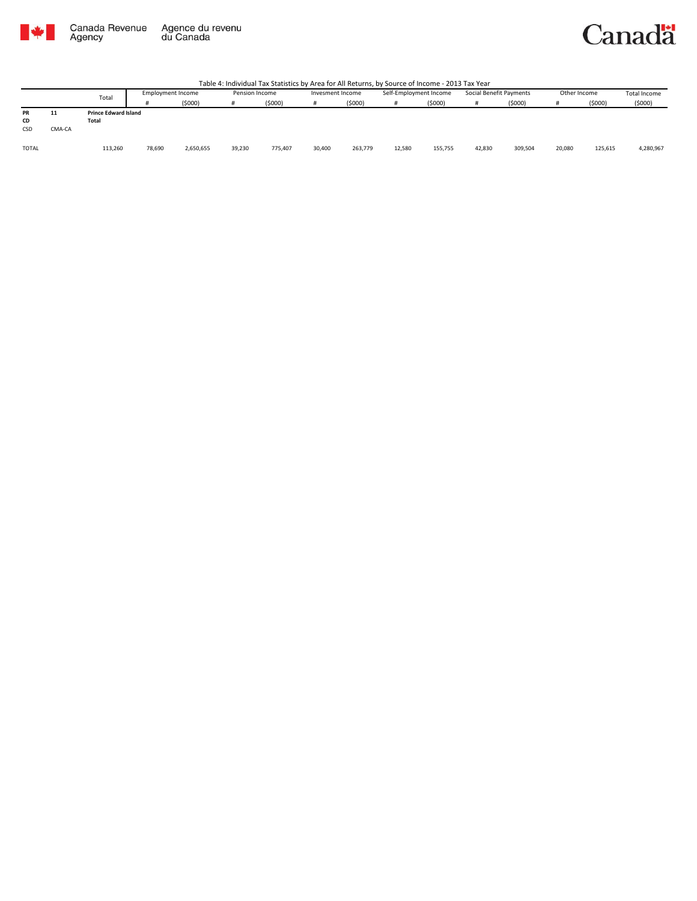Canada Revenue Agency / Agence du revenu du Canada

Canada

Table 4: Individual Tax Statistics by Area for All Returns, by Source of Income - 2013 Tax Year

| | | Total | Employment Income | | Pension Income | | Invesment Income | | Self-Employment Income | | Social Benefit Payments | | Other Income | | Total Income |
|---|---|---|---|---|---|---|---|---|---|---|---|---|---|---|---|
| | | | # | ($000) | # | ($000) | # | ($000) | # | ($000) | # | ($000) | # | ($000) | ($000) |
| **PR** | **11** | **Prince Edward Island** | | | | | | | | | | | | | |
| **CD** | | **Total** | | | | | | | | | | | | | |
| CSD | CMA-CA | | | | | | | | | | | | | | |
| TOTAL | | 113,260 | 78,690 | 2,650,655 | 39,230 | 775,407 | 30,400 | 263,779 | 12,580 | 155,755 | 42,830 | 309,504 | 20,080 | 125,615 | 4,280,967 |